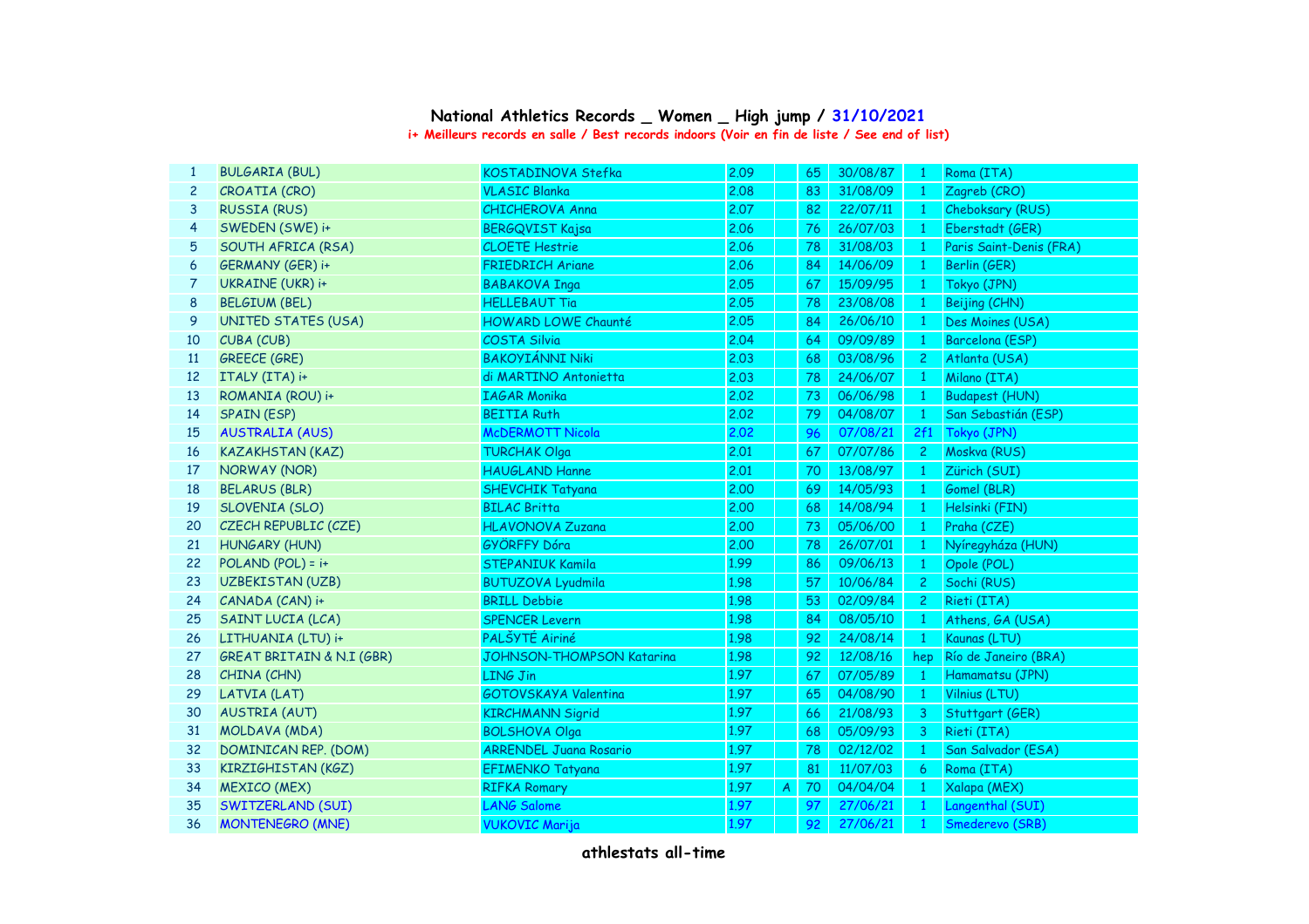# National Athletics Records _ Women _ High jump / 31/10/2021

i+ Meilleurs records en salle / Best records indoors (Voir en fin de liste / See end of list)

| | | | | | | | | |
|---|---|---|---|---|---|---|---|---|
| 1 | BULGARIA (BUL) | KOSTADINOVA Stefka | 2.09 | | 65 | 30/08/87 | 1 | Roma (ITA) |
| 2 | CROATIA (CRO) | VLASIC Blanka | 2.08 | | 83 | 31/08/09 | 1 | Zagreb (CRO) |
| 3 | RUSSIA (RUS) | CHICHEROVA Anna | 2.07 | | 82 | 22/07/11 | 1 | Cheboksary (RUS) |
| 4 | SWEDEN (SWE) i+ | BERGQVIST Kajsa | 2.06 | | 76 | 26/07/03 | 1 | Eberstadt (GER) |
| 5 | SOUTH AFRICA (RSA) | CLOETE Hestrie | 2.06 | | 78 | 31/08/03 | 1 | Paris Saint-Denis (FRA) |
| 6 | GERMANY (GER) i+ | FRIEDRICH Ariane | 2.06 | | 84 | 14/06/09 | 1 | Berlin (GER) |
| 7 | UKRAINE (UKR) i+ | BABAKOVA Inga | 2.05 | | 67 | 15/09/95 | 1 | Tokyo (JPN) |
| 8 | BELGIUM (BEL) | HELLEBAUT Tia | 2.05 | | 78 | 23/08/08 | 1 | Beijing (CHN) |
| 9 | UNITED STATES (USA) | HOWARD LOWE Chaunté | 2.05 | | 84 | 26/06/10 | 1 | Des Moines (USA) |
| 10 | CUBA (CUB) | COSTA Silvia | 2.04 | | 64 | 09/09/89 | 1 | Barcelona (ESP) |
| 11 | GREECE (GRE) | BAKOYIÁNNI Niki | 2.03 | | 68 | 03/08/96 | 2 | Atlanta (USA) |
| 12 | ITALY (ITA) i+ | di MARTINO Antonietta | 2.03 | | 78 | 24/06/07 | 1 | Milano (ITA) |
| 13 | ROMANIA (ROU) i+ | IAGAR Monika | 2.02 | | 73 | 06/06/98 | 1 | Budapest (HUN) |
| 14 | SPAIN (ESP) | BEITIA Ruth | 2.02 | | 79 | 04/08/07 | 1 | San Sebastián (ESP) |
| 15 | AUSTRALIA (AUS) | McDERMOTT Nicola | 2.02 | | 96 | 07/08/21 | 2f1 | Tokyo (JPN) |
| 16 | KAZAKHSTAN (KAZ) | TURCHAK Olga | 2.01 | | 67 | 07/07/86 | 2 | Moskva (RUS) |
| 17 | NORWAY (NOR) | HAUGLAND Hanne | 2.01 | | 70 | 13/08/97 | 1 | Zürich (SUI) |
| 18 | BELARUS (BLR) | SHEVCHIK Tatyana | 2.00 | | 69 | 14/05/93 | 1 | Gomel (BLR) |
| 19 | SLOVENIA (SLO) | BILAC Britta | 2.00 | | 68 | 14/08/94 | 1 | Helsinki (FIN) |
| 20 | CZECH REPUBLIC (CZE) | HLAVONOVA Zuzana | 2.00 | | 73 | 05/06/00 | 1 | Praha (CZE) |
| 21 | HUNGARY (HUN) | GYÖRFFY Dóra | 2.00 | | 78 | 26/07/01 | 1 | Nyíregyháza (HUN) |
| 22 | POLAND (POL) = i+ | STEPANIUK Kamila | 1.99 | | 86 | 09/06/13 | 1 | Opole (POL) |
| 23 | UZBEKISTAN (UZB) | BUTUZOVA Lyudmila | 1.98 | | 57 | 10/06/84 | 2 | Sochi (RUS) |
| 24 | CANADA (CAN) i+ | BRILL Debbie | 1.98 | | 53 | 02/09/84 | 2 | Rieti (ITA) |
| 25 | SAINT LUCIA (LCA) | SPENCER Levern | 1.98 | | 84 | 08/05/10 | 1 | Athens, GA (USA) |
| 26 | LITHUANIA (LTU) i+ | PALŠYTÉ Airiné | 1.98 | | 92 | 24/08/14 | 1 | Kaunas (LTU) |
| 27 | GREAT BRITAIN & N.I (GBR) | JOHNSON-THOMPSON Katarina | 1.98 | | 92 | 12/08/16 | hep | Río de Janeiro (BRA) |
| 28 | CHINA (CHN) | LING Jin | 1.97 | | 67 | 07/05/89 | 1 | Hamamatsu (JPN) |
| 29 | LATVIA (LAT) | GOTOVSKAYA Valentina | 1.97 | | 65 | 04/08/90 | 1 | Vilnius (LTU) |
| 30 | AUSTRIA (AUT) | KIRCHMANN Sigrid | 1.97 | | 66 | 21/08/93 | 3 | Stuttgart (GER) |
| 31 | MOLDAVA (MDA) | BOLSHOVA Olga | 1.97 | | 68 | 05/09/93 | 3 | Rieti (ITA) |
| 32 | DOMINICAN REP. (DOM) | ARRENDEL Juana Rosario | 1.97 | | 78 | 02/12/02 | 1 | San Salvador (ESA) |
| 33 | KIRZIGHISTAN (KGZ) | EFIMENKO Tatyana | 1.97 | | 81 | 11/07/03 | 6 | Roma (ITA) |
| 34 | MEXICO (MEX) | RIFKA Romary | 1.97 | A | 70 | 04/04/04 | 1 | Xalapa (MEX) |
| 35 | SWITZERLAND (SUI) | LANG Salome | 1.97 | | 97 | 27/06/21 | 1 | Langenthal (SUI) |
| 36 | MONTENEGRO (MNE) | VUKOVIC Marija | 1.97 | | 92 | 27/06/21 | 1 | Smederevo (SRB) |

athlestats all-time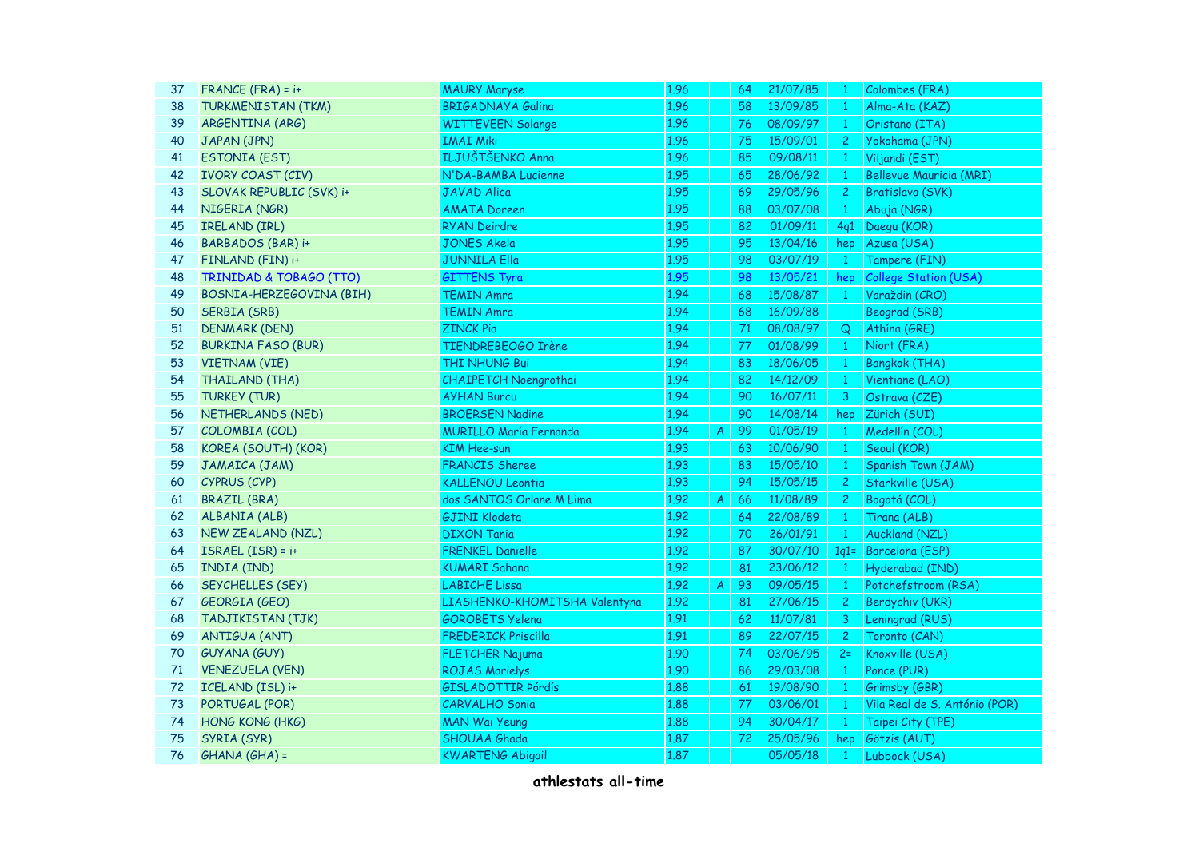| | | | | | | | | |
|---|---|---|---|---|---|---|---|---|
| 37 | FRANCE (FRA) = i+ | MAURY Maryse | 1.96 | | 64 | 21/07/85 | 1 | Colombes (FRA) |
| 38 | TURKMENISTAN (TKM) | BRIGADNAYA Galina | 1.96 | | 58 | 13/09/85 | 1 | Alma-Ata (KAZ) |
| 39 | ARGENTINA (ARG) | WITTEVEEN Solange | 1.96 | | 76 | 08/09/97 | 1 | Oristano (ITA) |
| 40 | JAPAN (JPN) | IMAI Miki | 1.96 | | 75 | 15/09/01 | 2 | Yokohama (JPN) |
| 41 | ESTONIA (EST) | ILJUŠTŠENKO Anna | 1.96 | | 85 | 09/08/11 | 1 | Viljandi (EST) |
| 42 | IVORY COAST (CIV) | N'DA-BAMBA Lucienne | 1.95 | | 65 | 28/06/92 | 1 | Bellevue Mauricia (MRI) |
| 43 | SLOVAK REPUBLIC (SVK) i+ | JAVAD Alica | 1.95 | | 69 | 29/05/96 | 2 | Bratislava (SVK) |
| 44 | NIGERIA (NGR) | AMATA Doreen | 1.95 | | 88 | 03/07/08 | 1 | Abuja (NGR) |
| 45 | IRELAND (IRL) | RYAN Deirdre | 1.95 | | 82 | 01/09/11 | 4q1 | Daegu (KOR) |
| 46 | BARBADOS (BAR) i+ | JONES Akela | 1.95 | | 95 | 13/04/16 | hep | Azusa (USA) |
| 47 | FINLAND (FIN) i+ | JUNNILA Ella | 1.95 | | 98 | 03/07/19 | 1 | Tampere (FIN) |
| 48 | TRINIDAD & TOBAGO (TTO) | GITTENS Tyra | 1.95 | | 98 | 13/05/21 | hep | College Station (USA) |
| 49 | BOSNIA-HERZEGOVINA (BIH) | TEMIN Amra | 1.94 | | 68 | 15/08/87 | 1 | Varaždin (CRO) |
| 50 | SERBIA (SRB) | TEMIN Amra | 1.94 | | 68 | 16/09/88 | | Beograd (SRB) |
| 51 | DENMARK (DEN) | ZINCK Pia | 1.94 | | 71 | 08/08/97 | Q | Athína (GRE) |
| 52 | BURKINA FASO (BUR) | TIENDREBEOGO Irène | 1.94 | | 77 | 01/08/99 | 1 | Niort (FRA) |
| 53 | VIETNAM (VIE) | THI NHUNG Bui | 1.94 | | 83 | 18/06/05 | 1 | Bangkok (THA) |
| 54 | THAILAND (THA) | CHAIPETCH Noengrothai | 1.94 | | 82 | 14/12/09 | 1 | Vientiane (LAO) |
| 55 | TURKEY (TUR) | AYHAN Burcu | 1.94 | | 90 | 16/07/11 | 3 | Ostrava (CZE) |
| 56 | NETHERLANDS (NED) | BROERSEN Nadine | 1.94 | | 90 | 14/08/14 | hep | Zürich (SUI) |
| 57 | COLOMBIA (COL) | MURILLO María Fernanda | 1.94 | A | 99 | 01/05/19 | 1 | Medellín (COL) |
| 58 | KOREA (SOUTH) (KOR) | KIM Hee-sun | 1.93 | | 63 | 10/06/90 | 1 | Seoul (KOR) |
| 59 | JAMAICA (JAM) | FRANCIS Sheree | 1.93 | | 83 | 15/05/10 | 1 | Spanish Town (JAM) |
| 60 | CYPRUS (CYP) | KALLENOU Leontia | 1.93 | | 94 | 15/05/15 | 2 | Starkville (USA) |
| 61 | BRAZIL (BRA) | dos SANTOS Orlane M Lima | 1.92 | A | 66 | 11/08/89 | 2 | Bogotá (COL) |
| 62 | ALBANIA (ALB) | GJINI Klodeta | 1.92 | | 64 | 22/08/89 | 1 | Tirana (ALB) |
| 63 | NEW ZEALAND (NZL) | DIXON Tania | 1.92 | | 70 | 26/01/91 | 1 | Auckland (NZL) |
| 64 | ISRAEL (ISR) = i+ | FRENKEL Danielle | 1.92 | | 87 | 30/07/10 | 1q1= | Barcelona (ESP) |
| 65 | INDIA (IND) | KUMARI Sahana | 1.92 | | 81 | 23/06/12 | 1 | Hyderabad (IND) |
| 66 | SEYCHELLES (SEY) | LABICHE Lissa | 1.92 | A | 93 | 09/05/15 | 1 | Potchefstroom (RSA) |
| 67 | GEORGIA (GEO) | LIASHENKO-KHOMITSHA Valentyna | 1.92 | | 81 | 27/06/15 | 2 | Berdychiv (UKR) |
| 68 | TADJIKISTAN (TJK) | GOROBETS Yelena | 1.91 | | 62 | 11/07/81 | 3 | Leningrad (RUS) |
| 69 | ANTIGUA (ANT) | FREDERICK Priscilla | 1.91 | | 89 | 22/07/15 | 2 | Toronto (CAN) |
| 70 | GUYANA (GUY) | FLETCHER Najuma | 1.90 | | 74 | 03/06/95 | 2= | Knoxville (USA) |
| 71 | VENEZUELA (VEN) | ROJAS Marielys | 1.90 | | 86 | 29/03/08 | 1 | Ponce (PUR) |
| 72 | ICELAND (ISL) i+ | GISLADOTTIR Þórdís | 1.88 | | 61 | 19/08/90 | 1 | Grimsby (GBR) |
| 73 | PORTUGAL (POR) | CARVALHO Sonia | 1.88 | | 77 | 03/06/01 | 1 | Vila Real de S. António (POR) |
| 74 | HONG KONG (HKG) | MAN Wai Yeung | 1.88 | | 94 | 30/04/17 | 1 | Taipei City (TPE) |
| 75 | SYRIA (SYR) | SHOUAA Ghada | 1.87 | | 72 | 25/05/96 | hep | Götzis (AUT) |
| 76 | GHANA (GHA) = | KWARTENG Abigail | 1.87 | | | 05/05/18 | 1 | Lubbock (USA) |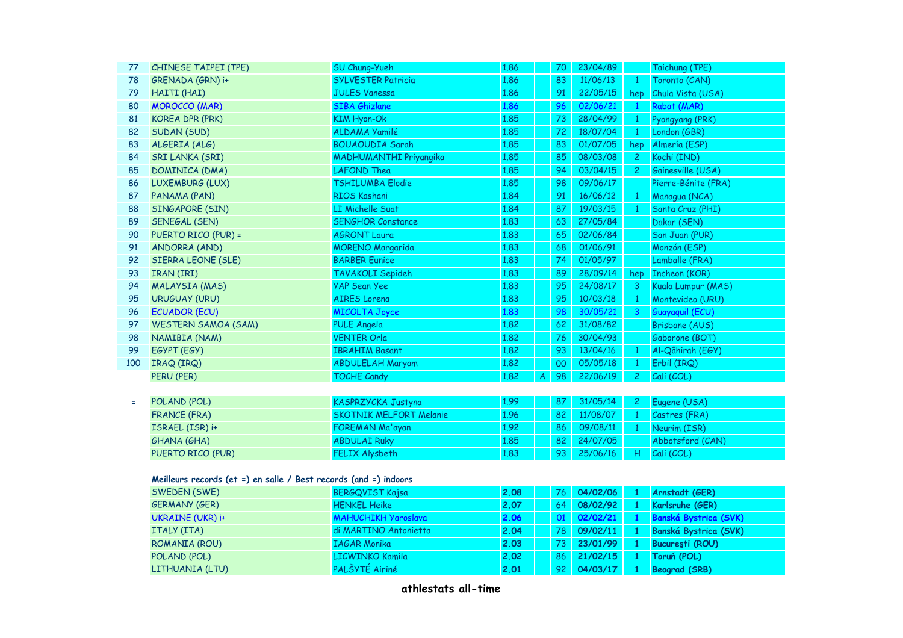| | | | | | | | | |
|---|---|---|---|---|---|---|---|---|
| 77 | CHINESE TAIPEI (TPE) | SU Chung-Yueh | 1.86 | | 70 | 23/04/89 | | Taichung (TPE) |
| 78 | GRENADA (GRN) i+ | SYLVESTER Patricia | 1.86 | | 83 | 11/06/13 | 1 | Toronto (CAN) |
| 79 | HAITI (HAI) | JULES Vanessa | 1.86 | | 91 | 22/05/15 | hep | Chula Vista (USA) |
| 80 | MOROCCO (MAR) | SIBA Ghizlane | 1.86 | | 96 | 02/06/21 | 1 | Rabat (MAR) |
| 81 | KOREA DPR (PRK) | KIM Hyon-Ok | 1.85 | | 73 | 28/04/99 | 1 | Pyongyang (PRK) |
| 82 | SUDAN (SUD) | ALDAMA Yamilé | 1.85 | | 72 | 18/07/04 | 1 | London (GBR) |
| 83 | ALGERIA (ALG) | BOUAOUDIA Sarah | 1.85 | | 83 | 01/07/05 | hep | Almería (ESP) |
| 84 | SRI LANKA (SRI) | MADHUMANTHI Priyangika | 1.85 | | 85 | 08/03/08 | 2 | Kochi (IND) |
| 85 | DOMINICA (DMA) | LAFOND Thea | 1.85 | | 94 | 03/04/15 | 2 | Gainesville (USA) |
| 86 | LUXEMBURG (LUX) | TSHILUMBA Elodie | 1.85 | | 98 | 09/06/17 | | Pierre-Bénite (FRA) |
| 87 | PANAMA (PAN) | RIOS Kashani | 1.84 | | 91 | 16/06/12 | 1 | Managua (NCA) |
| 88 | SINGAPORE (SIN) | LI Michelle Suat | 1.84 | | 87 | 19/03/15 | 1 | Santa Cruz (PHI) |
| 89 | SENEGAL (SEN) | SENGHOR Constance | 1.83 | | 63 | 27/05/84 | | Dakar (SEN) |
| 90 | PUERTO RICO (PUR) = | AGRONT Laura | 1.83 | | 65 | 02/06/84 | | San Juan (PUR) |
| 91 | ANDORRA (AND) | MORENO Margarida | 1.83 | | 68 | 01/06/91 | | Monzón (ESP) |
| 92 | SIERRA LEONE (SLE) | BARBER Eunice | 1.83 | | 74 | 01/05/97 | | Lamballe (FRA) |
| 93 | IRAN (IRI) | TAVAKOLI Sepideh | 1.83 | | 89 | 28/09/14 | hep | Incheon (KOR) |
| 94 | MALAYSIA (MAS) | YAP Sean Yee | 1.83 | | 95 | 24/08/17 | 3 | Kuala Lumpur (MAS) |
| 95 | URUGUAY (URU) | AIRES Lorena | 1.83 | | 95 | 10/03/18 | 1 | Montevideo (URU) |
| 96 | ECUADOR (ECU) | MICOLTA Joyce | 1.83 | | 98 | 30/05/21 | 3 | Guayaquil (ECU) |
| 97 | WESTERN SAMOA (SAM) | PULE Angela | 1.82 | | 62 | 31/08/82 | | Brisbane (AUS) |
| 98 | NAMIBIA (NAM) | VENTER Orla | 1.82 | | 76 | 30/04/93 | | Gaborone (BOT) |
| 99 | EGYPT (EGY) | IBRAHIM Basant | 1.82 | | 93 | 13/04/16 | 1 | Al-Qâhirah (EGY) |
| 100 | IRAQ (IRQ) | ABDULELAH Maryam | 1.82 | | 00 | 05/05/18 | 1 | Erbil (IRQ) |
| | PERU (PER) | TOCHE Candy | 1.82 | A | 98 | 22/06/19 | 2 | Cali (COL) |

| | | | | | | | | |
|---|---|---|---|---|---|---|---|---|
| = | POLAND (POL) | KASPRZYCKA Justyna | 1.99 | | 87 | 31/05/14 | 2 | Eugene (USA) |
| | FRANCE (FRA) | SKOTNIK MELFORT Melanie | 1.96 | | 82 | 11/08/07 | 1 | Castres (FRA) |
| | ISRAEL (ISR) i+ | FOREMAN Ma'ayan | 1.92 | | 86 | 09/08/11 | 1 | Neurim (ISR) |
| | GHANA (GHA) | ABDULAI Ruky | 1.85 | | 82 | 24/07/05 | | Abbotsford (CAN) |
| | PUERTO RICO (PUR) | FELIX Alysbeth | 1.83 | | 93 | 25/06/16 | H | Cali (COL) |

**Meilleurs records (et =) en salle / Best records (and =) indoors**

| | | | | | | | |
|---|---|---|---|---|---|---|---|
| SWEDEN (SWE) | BERGQVIST Kajsa | **2.08** | | 76 | **04/02/06** | **1** | **Arnstadt (GER)** |
| GERMANY (GER) | HENKEL Heike | **2.07** | | 64 | **08/02/92** | **1** | **Karlsruhe (GER)** |
| UKRAINE (UKR) i+ | MAHUCHIKH Yaroslava | **2.06** | | 01 | **02/02/21** | **1** | **Banská Bystrica (SVK)** |
| ITALY (ITA) | di MARTINO Antonietta | **2.04** | | 78 | **09/02/11** | **1** | **Banská Bystrica (SVK)** |
| ROMANIA (ROU) | IAGAR Monika | **2.03** | | 73 | **23/01/99** | **1** | **Bucureşti (ROU)** |
| POLAND (POL) | LICWINKO Kamila | **2.02** | | 86 | **21/02/15** | **1** | **Toruń (POL)** |
| LITHUANIA (LTU) | PALŠYTĖ Airinė | **2.01** | | 92 | **04/03/17** | **1** | **Beograd (SRB)** |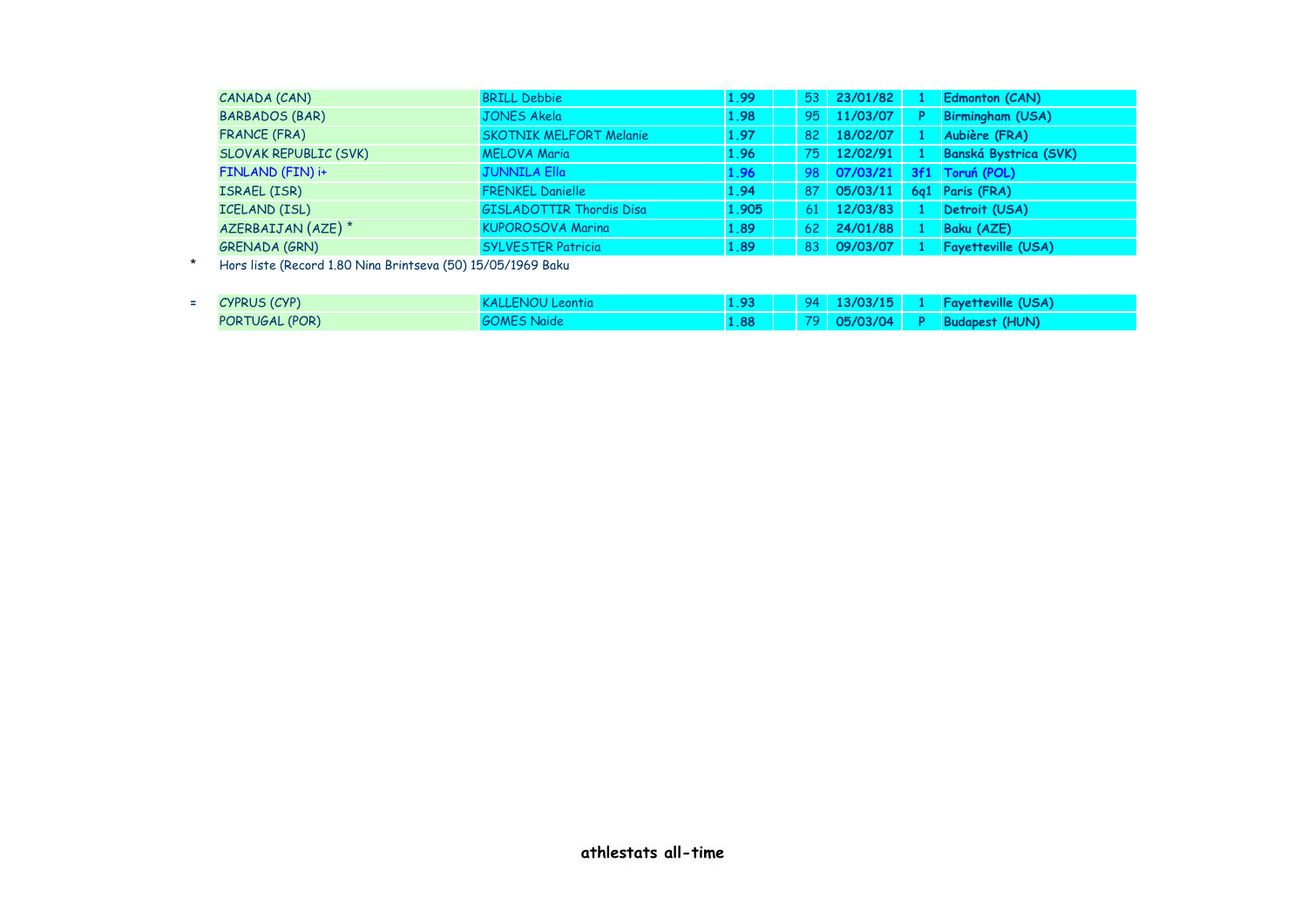| | | | | | | | | |
|---|---|---|---|---|---|---|---|---|
| | CANADA (CAN) | BRILL Debbie | 1.99 | | 53 | 23/01/82 | 1 | Edmonton (CAN) |
| | BARBADOS (BAR) | JONES Akela | 1.98 | | 95 | 11/03/07 | P | Birmingham (USA) |
| | FRANCE (FRA) | SKOTNIK MELFORT Melanie | 1.97 | | 82 | 18/02/07 | 1 | Aubière (FRA) |
| | SLOVAK REPUBLIC (SVK) | MELOVA Maria | 1.96 | | 75 | 12/02/91 | 1 | Banská Bystrica (SVK) |
| | FINLAND (FIN) i+ | JUNNILA Ella | 1.96 | | 98 | 07/03/21 | 3f1 | Toruń (POL) |
| | ISRAEL (ISR) | FRENKEL Danielle | 1.94 | | 87 | 05/03/11 | 6q1 | Paris (FRA) |
| | ICELAND (ISL) | GISLADOTTIR Thordis Disa | 1.905 | | 61 | 12/03/83 | 1 | Detroit (USA) |
| | AZERBAIJAN (AZE) * | KUPOROSOVA Marina | 1.89 | | 62 | 24/01/88 | 1 | Baku (AZE) |
| | GRENADA (GRN) | SYLVESTER Patricia | 1.89 | | 83 | 09/03/07 | 1 | Fayetteville (USA) |

* Hors liste (Record 1.80 Nina Brintseva (50) 15/05/1969 Baku

| | | | | | | | | |
|---|---|---|---|---|---|---|---|---|
| = | CYPRUS (CYP) | KALLENOU Leontia | 1.93 | | 94 | 13/03/15 | 1 | Fayetteville (USA) |
| | PORTUGAL (POR) | GOMES Naide | 1.88 | | 79 | 05/03/04 | P | Budapest (HUN) |

athlestats all-time